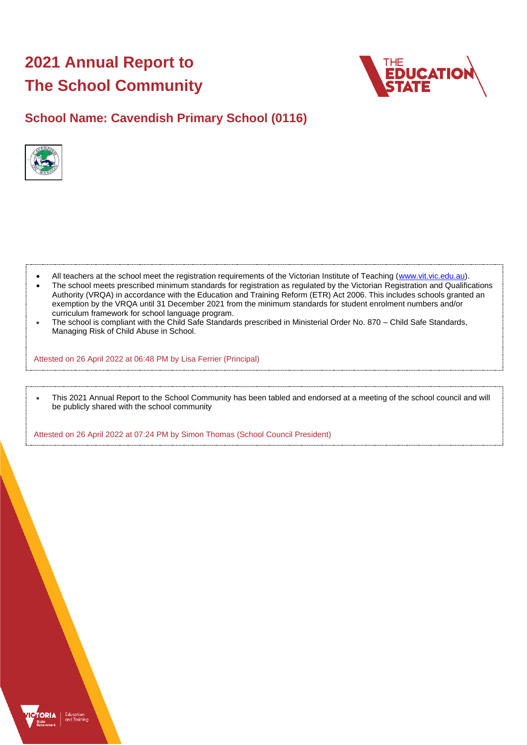# 2021 Annual Report to The School Community

## School Name: Cavendish Primary School (0116)

- All teachers at the school meet the registration requirements of the Victorian Institute of Teaching (www.vit.vic.edu.au).
- The school meets prescribed minimum standards for registration as regulated by the Victorian Registration and Qualifications Authority (VRQA) in accordance with the Education and Training Reform (ETR) Act 2006. This includes schools granted an exemption by the VRQA until 31 December 2021 from the minimum standards for student enrolment numbers and/or curriculum framework for school language program.
- The school is compliant with the Child Safe Standards prescribed in Ministerial Order No. 870 – Child Safe Standards, Managing Risk of Child Abuse in School.

Attested on 26 April 2022 at 06:48 PM by Lisa Ferrier (Principal)

- This 2021 Annual Report to the School Community has been tabled and endorsed at a meeting of the school council and will be publicly shared with the school community

Attested on 26 April 2022 at 07:24 PM by Simon Thomas (School Council President)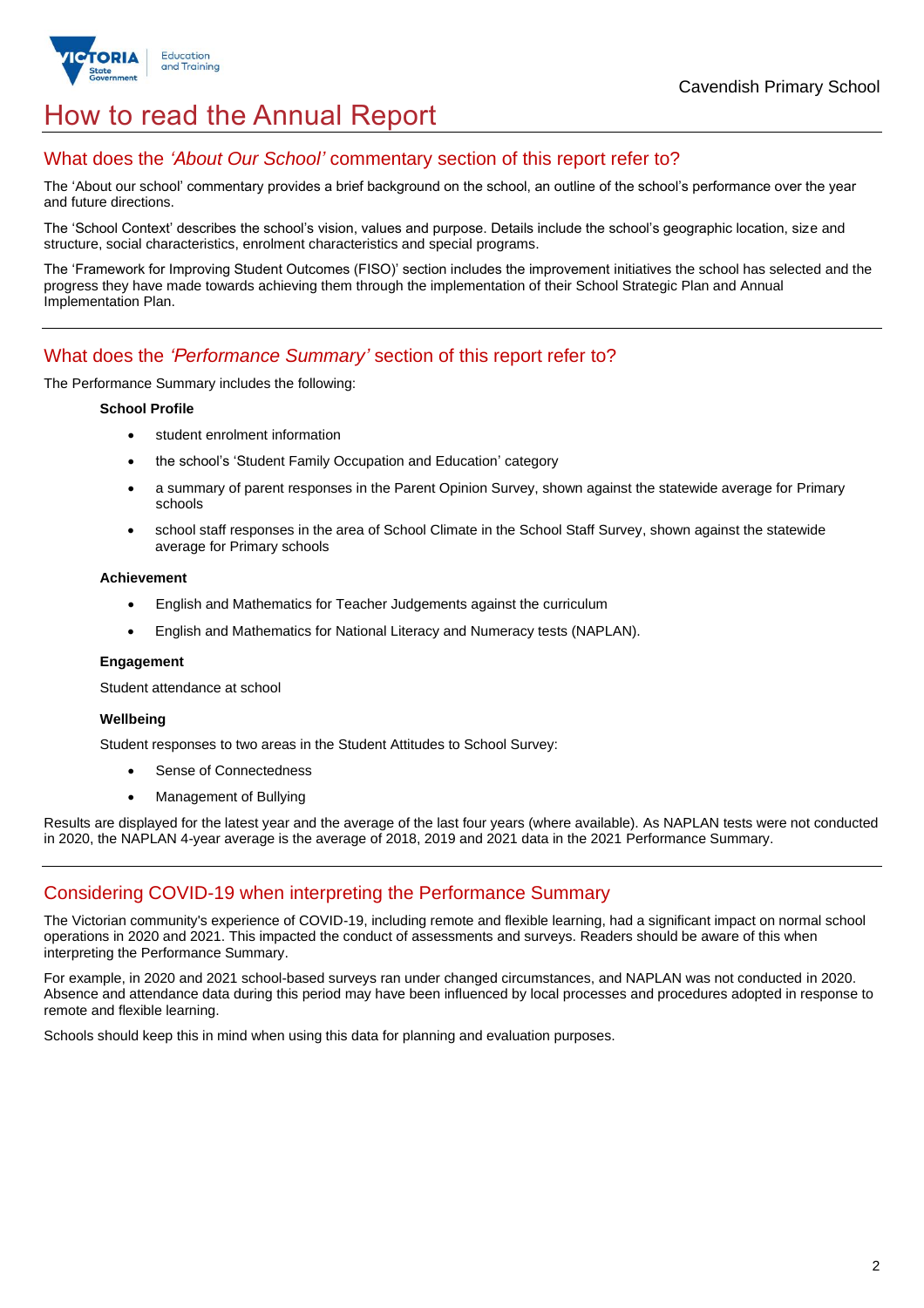# How to read the Annual Report

## What does the *'About Our School'* commentary section of this report refer to?

The 'About our school' commentary provides a brief background on the school, an outline of the school's performance over the year and future directions.

The 'School Context' describes the school's vision, values and purpose. Details include the school's geographic location, size and structure, social characteristics, enrolment characteristics and special programs.

The 'Framework for Improving Student Outcomes (FISO)' section includes the improvement initiatives the school has selected and the progress they have made towards achieving them through the implementation of their School Strategic Plan and Annual Implementation Plan.

## What does the *'Performance Summary'* section of this report refer to?

The Performance Summary includes the following:

**School Profile**

- student enrolment information
- the school's 'Student Family Occupation and Education' category
- a summary of parent responses in the Parent Opinion Survey, shown against the statewide average for Primary schools
- school staff responses in the area of School Climate in the School Staff Survey, shown against the statewide average for Primary schools

**Achievement**

- English and Mathematics for Teacher Judgements against the curriculum
- English and Mathematics for National Literacy and Numeracy tests (NAPLAN).

**Engagement**

Student attendance at school

**Wellbeing**

Student responses to two areas in the Student Attitudes to School Survey:

- Sense of Connectedness
- Management of Bullying

Results are displayed for the latest year and the average of the last four years (where available). As NAPLAN tests were not conducted in 2020, the NAPLAN 4-year average is the average of 2018, 2019 and 2021 data in the 2021 Performance Summary.

## Considering COVID-19 when interpreting the Performance Summary

The Victorian community's experience of COVID-19, including remote and flexible learning, had a significant impact on normal school operations in 2020 and 2021. This impacted the conduct of assessments and surveys. Readers should be aware of this when interpreting the Performance Summary.

For example, in 2020 and 2021 school-based surveys ran under changed circumstances, and NAPLAN was not conducted in 2020. Absence and attendance data during this period may have been influenced by local processes and procedures adopted in response to remote and flexible learning.

Schools should keep this in mind when using this data for planning and evaluation purposes.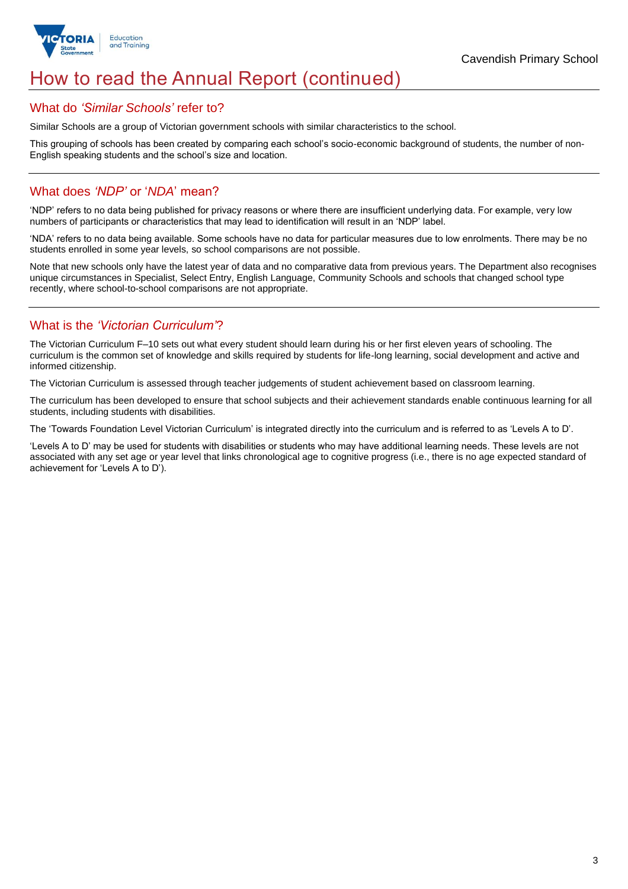# How to read the Annual Report (continued)

## What do *'Similar Schools'* refer to?

Similar Schools are a group of Victorian government schools with similar characteristics to the school.

This grouping of schools has been created by comparing each school's socio-economic background of students, the number of non-English speaking students and the school's size and location.

## What does *'NDP'* or '*NDA*' mean?

'NDP' refers to no data being published for privacy reasons or where there are insufficient underlying data. For example, very low numbers of participants or characteristics that may lead to identification will result in an 'NDP' label.

'NDA' refers to no data being available. Some schools have no data for particular measures due to low enrolments. There may be no students enrolled in some year levels, so school comparisons are not possible.

Note that new schools only have the latest year of data and no comparative data from previous years. The Department also recognises unique circumstances in Specialist, Select Entry, English Language, Community Schools and schools that changed school type recently, where school-to-school comparisons are not appropriate.

## What is the *'Victorian Curriculum'*?

The Victorian Curriculum F–10 sets out what every student should learn during his or her first eleven years of schooling. The curriculum is the common set of knowledge and skills required by students for life-long learning, social development and active and informed citizenship.

The Victorian Curriculum is assessed through teacher judgements of student achievement based on classroom learning.

The curriculum has been developed to ensure that school subjects and their achievement standards enable continuous learning for all students, including students with disabilities.

The 'Towards Foundation Level Victorian Curriculum' is integrated directly into the curriculum and is referred to as 'Levels A to D'.

'Levels A to D' may be used for students with disabilities or students who may have additional learning needs. These levels are not associated with any set age or year level that links chronological age to cognitive progress (i.e., there is no age expected standard of achievement for 'Levels A to D').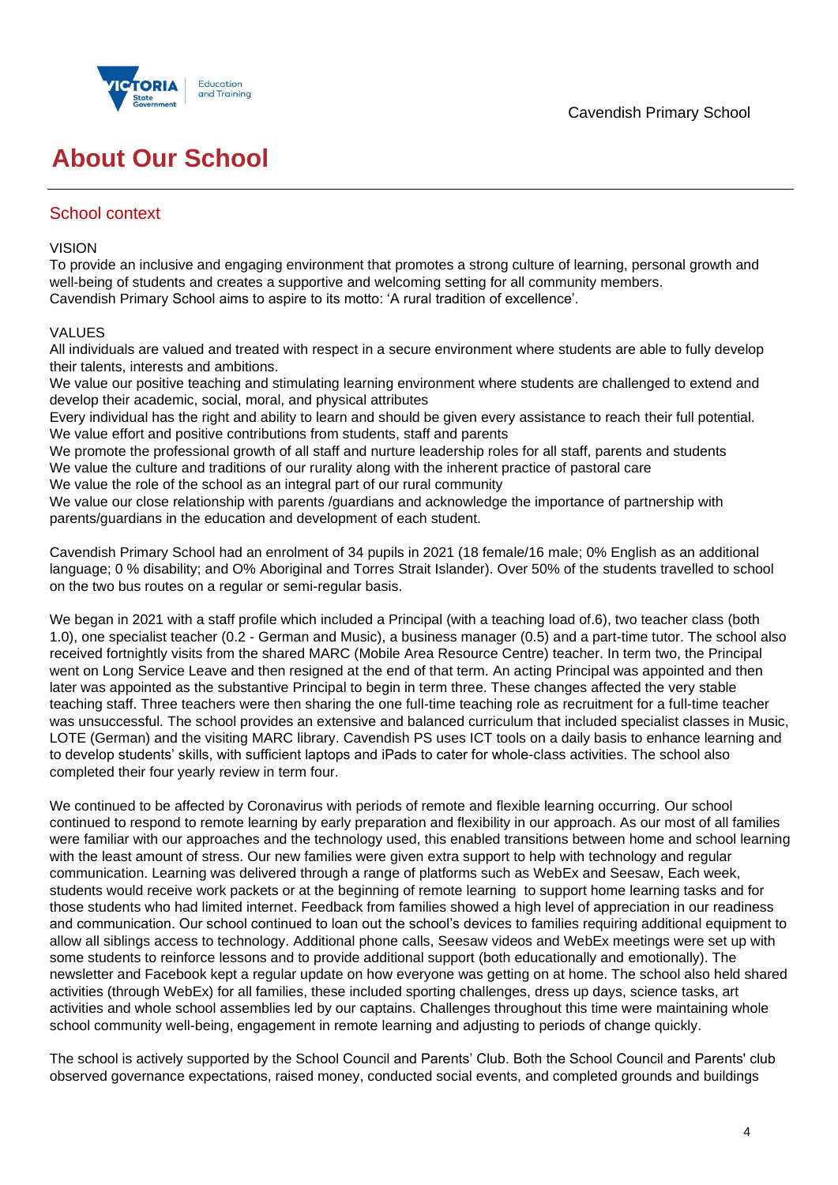# About Our School

## School context

VISION
To provide an inclusive and engaging environment that promotes a strong culture of learning, personal growth and well-being of students and creates a supportive and welcoming setting for all community members.
Cavendish Primary School aims to aspire to its motto: 'A rural tradition of excellence'.

VALUES
All individuals are valued and treated with respect in a secure environment where students are able to fully develop their talents, interests and ambitions.
We value our positive teaching and stimulating learning environment where students are challenged to extend and develop their academic, social, moral, and physical attributes
Every individual has the right and ability to learn and should be given every assistance to reach their full potential.
We value effort and positive contributions from students, staff and parents
We promote the professional growth of all staff and nurture leadership roles for all staff, parents and students
We value the culture and traditions of our rurality along with the inherent practice of pastoral care
We value the role of the school as an integral part of our rural community
We value our close relationship with parents /guardians and acknowledge the importance of partnership with parents/guardians in the education and development of each student.

Cavendish Primary School had an enrolment of 34 pupils in 2021 (18 female/16 male; 0% English as an additional language; 0 % disability; and O% Aboriginal and Torres Strait Islander). Over 50% of the students travelled to school on the two bus routes on a regular or semi-regular basis.

We began in 2021 with a staff profile which included a Principal (with a teaching load of.6), two teacher class (both 1.0), one specialist teacher (0.2 - German and Music), a business manager (0.5) and a part-time tutor. The school also received fortnightly visits from the shared MARC (Mobile Area Resource Centre) teacher. In term two, the Principal went on Long Service Leave and then resigned at the end of that term. An acting Principal was appointed and then later was appointed as the substantive Principal to begin in term three. These changes affected the very stable teaching staff. Three teachers were then sharing the one full-time teaching role as recruitment for a full-time teacher was unsuccessful. The school provides an extensive and balanced curriculum that included specialist classes in Music, LOTE (German) and the visiting MARC library. Cavendish PS uses ICT tools on a daily basis to enhance learning and to develop students' skills, with sufficient laptops and iPads to cater for whole-class activities. The school also completed their four yearly review in term four.

We continued to be affected by Coronavirus with periods of remote and flexible learning occurring. Our school continued to respond to remote learning by early preparation and flexibility in our approach. As our most of all families were familiar with our approaches and the technology used, this enabled transitions between home and school learning with the least amount of stress. Our new families were given extra support to help with technology and regular communication. Learning was delivered through a range of platforms such as WebEx and Seesaw, Each week, students would receive work packets or at the beginning of remote learning to support home learning tasks and for those students who had limited internet. Feedback from families showed a high level of appreciation in our readiness and communication. Our school continued to loan out the school's devices to families requiring additional equipment to allow all siblings access to technology. Additional phone calls, Seesaw videos and WebEx meetings were set up with some students to reinforce lessons and to provide additional support (both educationally and emotionally). The newsletter and Facebook kept a regular update on how everyone was getting on at home. The school also held shared activities (through WebEx) for all families, these included sporting challenges, dress up days, science tasks, art activities and whole school assemblies led by our captains. Challenges throughout this time were maintaining whole school community well-being, engagement in remote learning and adjusting to periods of change quickly.

The school is actively supported by the School Council and Parents' Club. Both the School Council and Parents' club observed governance expectations, raised money, conducted social events, and completed grounds and buildings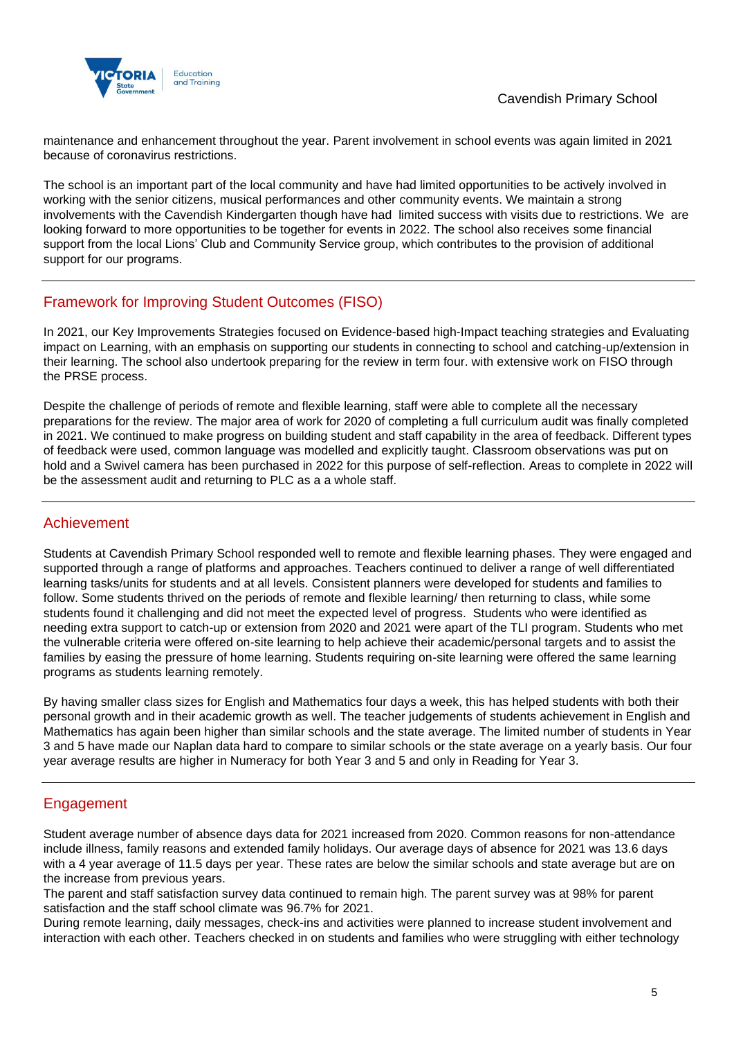maintenance and enhancement throughout the year. Parent involvement in school events was again limited in 2021 because of coronavirus restrictions.

The school is an important part of the local community and have had limited opportunities to be actively involved in working with the senior citizens, musical performances and other community events. We maintain a strong involvements with the Cavendish Kindergarten though have had limited success with visits due to restrictions. We are looking forward to more opportunities to be together for events in 2022. The school also receives some financial support from the local Lions' Club and Community Service group, which contributes to the provision of additional support for our programs.

## Framework for Improving Student Outcomes (FISO)

In 2021, our Key Improvements Strategies focused on Evidence-based high-Impact teaching strategies and Evaluating impact on Learning, with an emphasis on supporting our students in connecting to school and catching-up/extension in their learning. The school also undertook preparing for the review in term four. with extensive work on FISO through the PRSE process.

Despite the challenge of periods of remote and flexible learning, staff were able to complete all the necessary preparations for the review. The major area of work for 2020 of completing a full curriculum audit was finally completed in 2021. We continued to make progress on building student and staff capability in the area of feedback. Different types of feedback were used, common language was modelled and explicitly taught. Classroom observations was put on hold and a Swivel camera has been purchased in 2022 for this purpose of self-reflection. Areas to complete in 2022 will be the assessment audit and returning to PLC as a a whole staff.

## Achievement

Students at Cavendish Primary School responded well to remote and flexible learning phases. They were engaged and supported through a range of platforms and approaches. Teachers continued to deliver a range of well differentiated learning tasks/units for students and at all levels. Consistent planners were developed for students and families to follow. Some students thrived on the periods of remote and flexible learning/ then returning to class, while some students found it challenging and did not meet the expected level of progress. Students who were identified as needing extra support to catch-up or extension from 2020 and 2021 were apart of the TLI program. Students who met the vulnerable criteria were offered on-site learning to help achieve their academic/personal targets and to assist the families by easing the pressure of home learning. Students requiring on-site learning were offered the same learning programs as students learning remotely.

By having smaller class sizes for English and Mathematics four days a week, this has helped students with both their personal growth and in their academic growth as well. The teacher judgements of students achievement in English and Mathematics has again been higher than similar schools and the state average. The limited number of students in Year 3 and 5 have made our Naplan data hard to compare to similar schools or the state average on a yearly basis. Our four year average results are higher in Numeracy for both Year 3 and 5 and only in Reading for Year 3.

## Engagement

Student average number of absence days data for 2021 increased from 2020. Common reasons for non-attendance include illness, family reasons and extended family holidays. Our average days of absence for 2021 was 13.6 days with a 4 year average of 11.5 days per year. These rates are below the similar schools and state average but are on the increase from previous years.
The parent and staff satisfaction survey data continued to remain high. The parent survey was at 98% for parent satisfaction and the staff school climate was 96.7% for 2021.
During remote learning, daily messages, check-ins and activities were planned to increase student involvement and interaction with each other. Teachers checked in on students and families who were struggling with either technology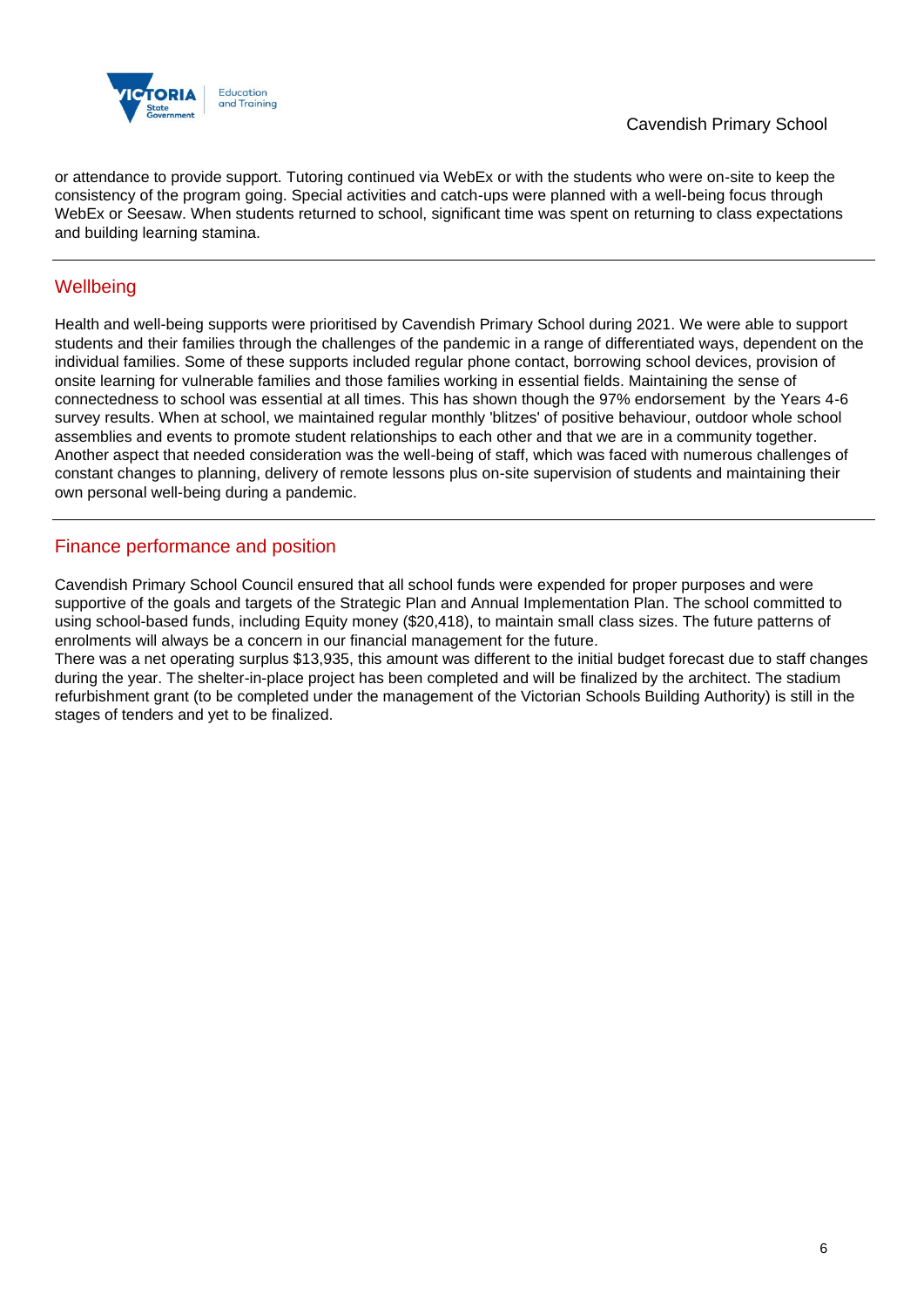or attendance to provide support. Tutoring continued via WebEx or with the students who were on-site to keep the consistency of the program going. Special activities and catch-ups were planned with a well-being focus through WebEx or Seesaw. When students returned to school, significant time was spent on returning to class expectations and building learning stamina.

## Wellbeing

Health and well-being supports were prioritised by Cavendish Primary School during 2021. We were able to support students and their families through the challenges of the pandemic in a range of differentiated ways, dependent on the individual families. Some of these supports included regular phone contact, borrowing school devices, provision of onsite learning for vulnerable families and those families working in essential fields. Maintaining the sense of connectedness to school was essential at all times. This has shown though the 97% endorsement by the Years 4-6 survey results. When at school, we maintained regular monthly 'blitzes' of positive behaviour, outdoor whole school assemblies and events to promote student relationships to each other and that we are in a community together. Another aspect that needed consideration was the well-being of staff, which was faced with numerous challenges of constant changes to planning, delivery of remote lessons plus on-site supervision of students and maintaining their own personal well-being during a pandemic.

## Finance performance and position

Cavendish Primary School Council ensured that all school funds were expended for proper purposes and were supportive of the goals and targets of the Strategic Plan and Annual Implementation Plan. The school committed to using school-based funds, including Equity money ($20,418), to maintain small class sizes. The future patterns of enrolments will always be a concern in our financial management for the future.
There was a net operating surplus $13,935, this amount was different to the initial budget forecast due to staff changes during the year. The shelter-in-place project has been completed and will be finalized by the architect. The stadium refurbishment grant (to be completed under the management of the Victorian Schools Building Authority) is still in the stages of tenders and yet to be finalized.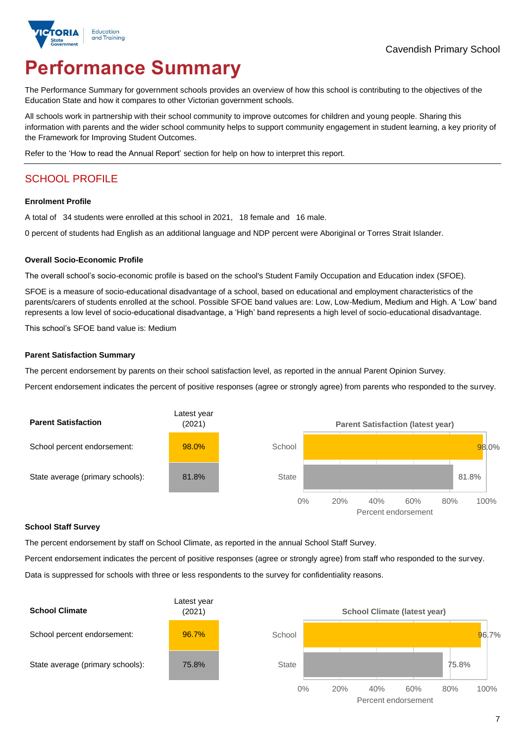# Performance Summary

The Performance Summary for government schools provides an overview of how this school is contributing to the objectives of the Education State and how it compares to other Victorian government schools.

All schools work in partnership with their school community to improve outcomes for children and young people. Sharing this information with parents and the wider school community helps to support community engagement in student learning, a key priority of the Framework for Improving Student Outcomes.

Refer to the 'How to read the Annual Report' section for help on how to interpret this report.

## SCHOOL PROFILE

### Enrolment Profile

A total of 34 students were enrolled at this school in 2021, 18 female and 16 male.

0 percent of students had English as an additional language and NDP percent were Aboriginal or Torres Strait Islander.

### Overall Socio-Economic Profile

The overall school's socio-economic profile is based on the school's Student Family Occupation and Education index (SFOE).

SFOE is a measure of socio-educational disadvantage of a school, based on educational and employment characteristics of the parents/carers of students enrolled at the school. Possible SFOE band values are: Low, Low-Medium, Medium and High. A 'Low' band represents a low level of socio-educational disadvantage, a 'High' band represents a high level of socio-educational disadvantage.

This school's SFOE band value is: Medium

### Parent Satisfaction Summary

The percent endorsement by parents on their school satisfaction level, as reported in the annual Parent Opinion Survey.

Percent endorsement indicates the percent of positive responses (agree or strongly agree) from parents who responded to the survey.

| Parent Satisfaction | Latest year (2021) |
|---|---|
| School percent endorsement: | 98.0% |
| State average (primary schools): | 81.8% |

**Parent Satisfaction (latest year)**

| | Percent endorsement |
|---|---|
| School | 98.0% |
| State | 81.8% |

### School Staff Survey

The percent endorsement by staff on School Climate, as reported in the annual School Staff Survey.

Percent endorsement indicates the percent of positive responses (agree or strongly agree) from staff who responded to the survey.

Data is suppressed for schools with three or less respondents to the survey for confidentiality reasons.

| School Climate | Latest year (2021) |
|---|---|
| School percent endorsement: | 96.7% |
| State average (primary schools): | 75.8% |

**School Climate (latest year)**

| | Percent endorsement |
|---|---|
| School | 96.7% |
| State | 75.8% |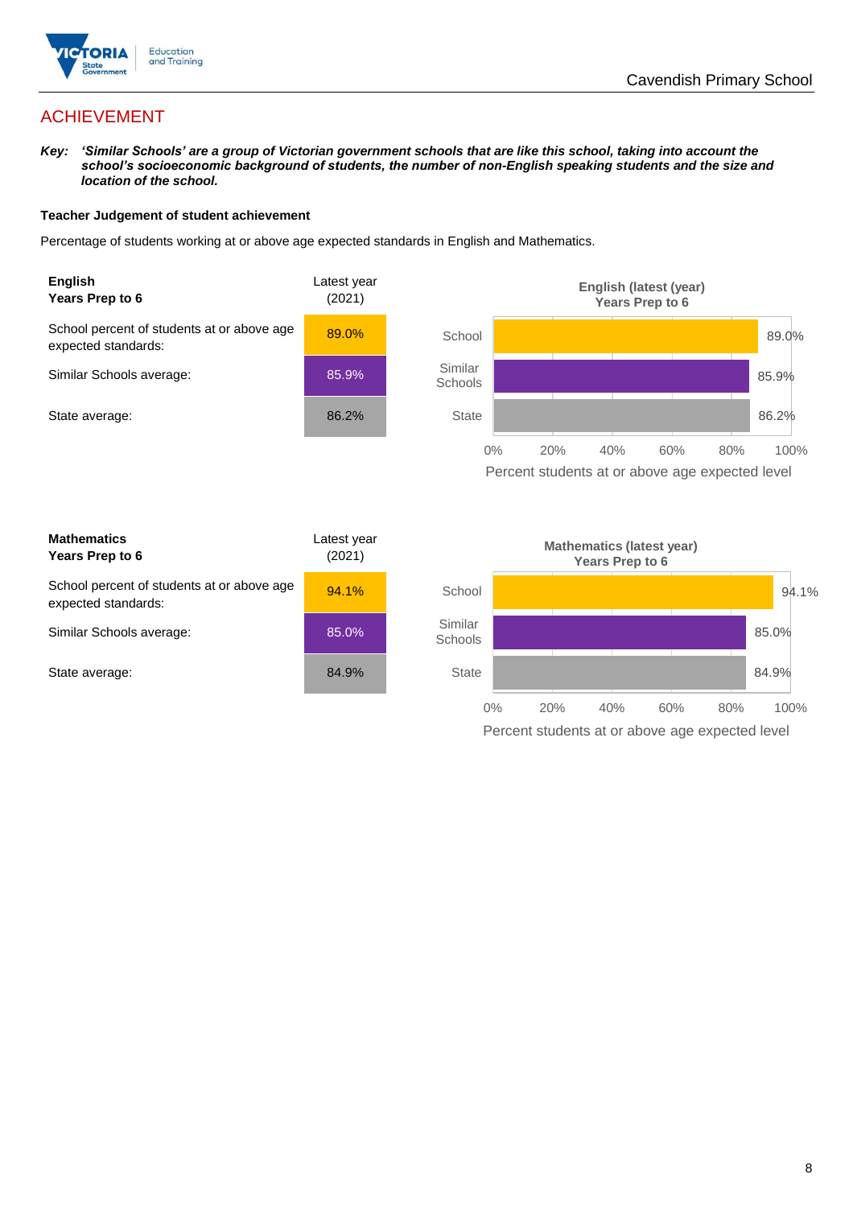## ACHIEVEMENT

***Key:*** ***'Similar Schools' are a group of Victorian government schools that are like this school, taking into account the school's socioeconomic background of students, the number of non-English speaking students and the size and location of the school.***

### Teacher Judgement of student achievement

Percentage of students working at or above age expected standards in English and Mathematics.

| **English** **Years Prep to 6** | Latest year (2021) |
|---|---|
| School percent of students at or above age expected standards: | 89.0% |
| Similar Schools average: | 85.9% |
| State average: | 86.2% |

**English (latest (year) Years Prep to 6**

| | Percent students at or above age expected level |
|---|---|
| School | 89.0% |
| Similar Schools | 85.9% |
| State | 86.2% |

| **Mathematics** **Years Prep to 6** | Latest year (2021) |
|---|---|
| School percent of students at or above age expected standards: | 94.1% |
| Similar Schools average: | 85.0% |
| State average: | 84.9% |

**Mathematics (latest year) Years Prep to 6**

| | Percent students at or above age expected level |
|---|---|
| School | 94.1% |
| Similar Schools | 85.0% |
| State | 84.9% |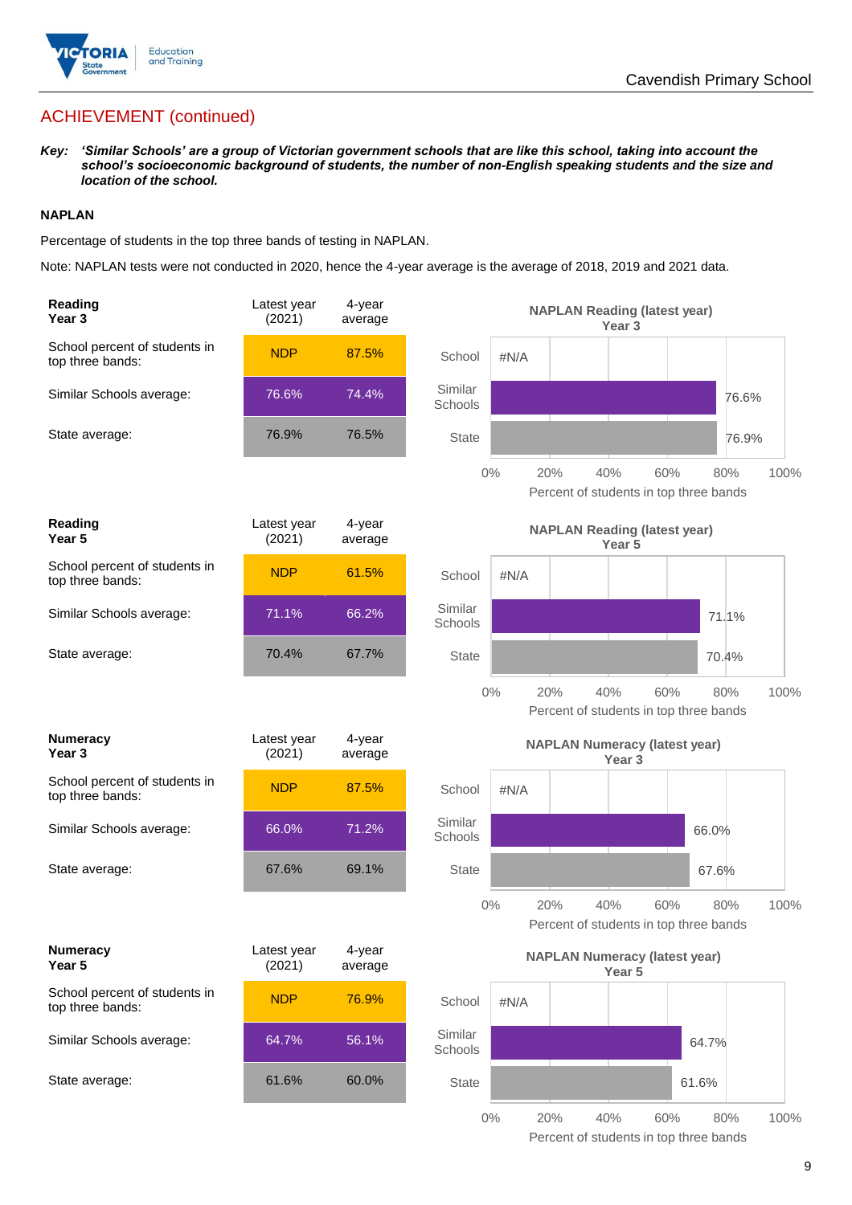## ACHIEVEMENT (continued)

***Key:*** ***'Similar Schools' are a group of Victorian government schools that are like this school, taking into account the school's socioeconomic background of students, the number of non-English speaking students and the size and location of the school.***

### NAPLAN

Percentage of students in the top three bands of testing in NAPLAN.

Note: NAPLAN tests were not conducted in 2020, hence the 4-year average is the average of 2018, 2019 and 2021 data.

| **Reading Year 3** | Latest year (2021) | 4-year average |
|---|---|---|
| School percent of students in top three bands: | NDP | 87.5% |
| Similar Schools average: | 76.6% | 74.4% |
| State average: | 76.9% | 76.5% |

**NAPLAN Reading (latest year) Year 3**

| | Percent of students in top three bands |
|---|---|
| School | #N/A |
| Similar Schools | 76.6% |
| State | 76.9% |

| **Reading Year 5** | Latest year (2021) | 4-year average |
|---|---|---|
| School percent of students in top three bands: | NDP | 61.5% |
| Similar Schools average: | 71.1% | 66.2% |
| State average: | 70.4% | 67.7% |

**NAPLAN Reading (latest year) Year 5**

| | Percent of students in top three bands |
|---|---|
| School | #N/A |
| Similar Schools | 71.1% |
| State | 70.4% |

| **Numeracy Year 3** | Latest year (2021) | 4-year average |
|---|---|---|
| School percent of students in top three bands: | NDP | 87.5% |
| Similar Schools average: | 66.0% | 71.2% |
| State average: | 67.6% | 69.1% |

**NAPLAN Numeracy (latest year) Year 3**

| | Percent of students in top three bands |
|---|---|
| School | #N/A |
| Similar Schools | 66.0% |
| State | 67.6% |

| **Numeracy Year 5** | Latest year (2021) | 4-year average |
|---|---|---|
| School percent of students in top three bands: | NDP | 76.9% |
| Similar Schools average: | 64.7% | 56.1% |
| State average: | 61.6% | 60.0% |

**NAPLAN Numeracy (latest year) Year 5**

| | Percent of students in top three bands |
|---|---|
| School | #N/A |
| Similar Schools | 64.7% |
| State | 61.6% |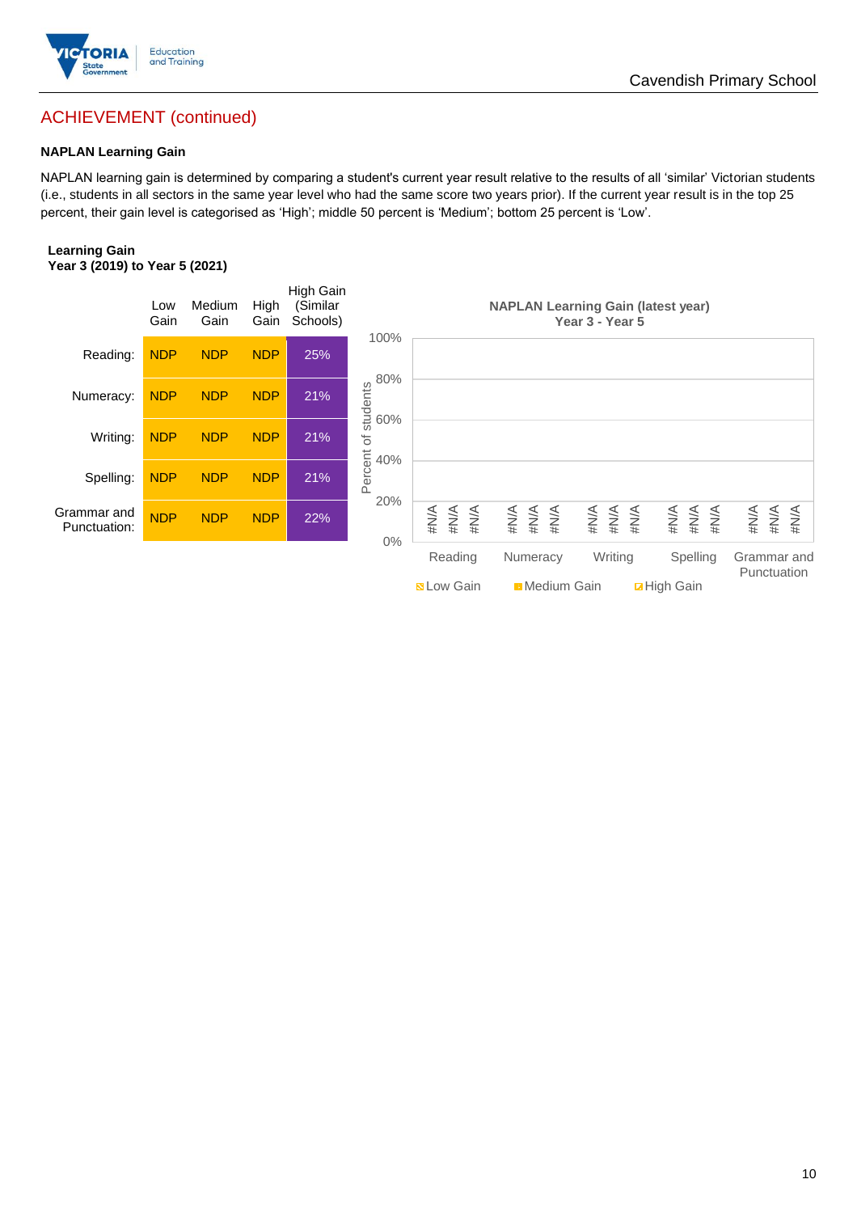## ACHIEVEMENT (continued)

### NAPLAN Learning Gain

NAPLAN learning gain is determined by comparing a student's current year result relative to the results of all 'similar' Victorian students (i.e., students in all sectors in the same year level who had the same score two years prior). If the current year result is in the top 25 percent, their gain level is categorised as 'High'; middle 50 percent is 'Medium'; bottom 25 percent is 'Low'.

**Learning Gain**
**Year 3 (2019) to Year 5 (2021)**

| | Low Gain | Medium Gain | High Gain | High Gain (Similar Schools) |
|---|---|---|---|---|
| Reading: | NDP | NDP | NDP | 25% |
| Numeracy: | NDP | NDP | NDP | 21% |
| Writing: | NDP | NDP | NDP | 21% |
| Spelling: | NDP | NDP | NDP | 21% |
| Grammar and Punctuation: | NDP | NDP | NDP | 22% |

**NAPLAN Learning Gain (latest year)**
**Year 3 - Year 5**

| | Low Gain | Medium Gain | High Gain |
|---|---|---|---|
| Reading | #N/A | #N/A | #N/A |
| Numeracy | #N/A | #N/A | #N/A |
| Writing | #N/A | #N/A | #N/A |
| Spelling | #N/A | #N/A | #N/A |
| Grammar and Punctuation | #N/A | #N/A | #N/A |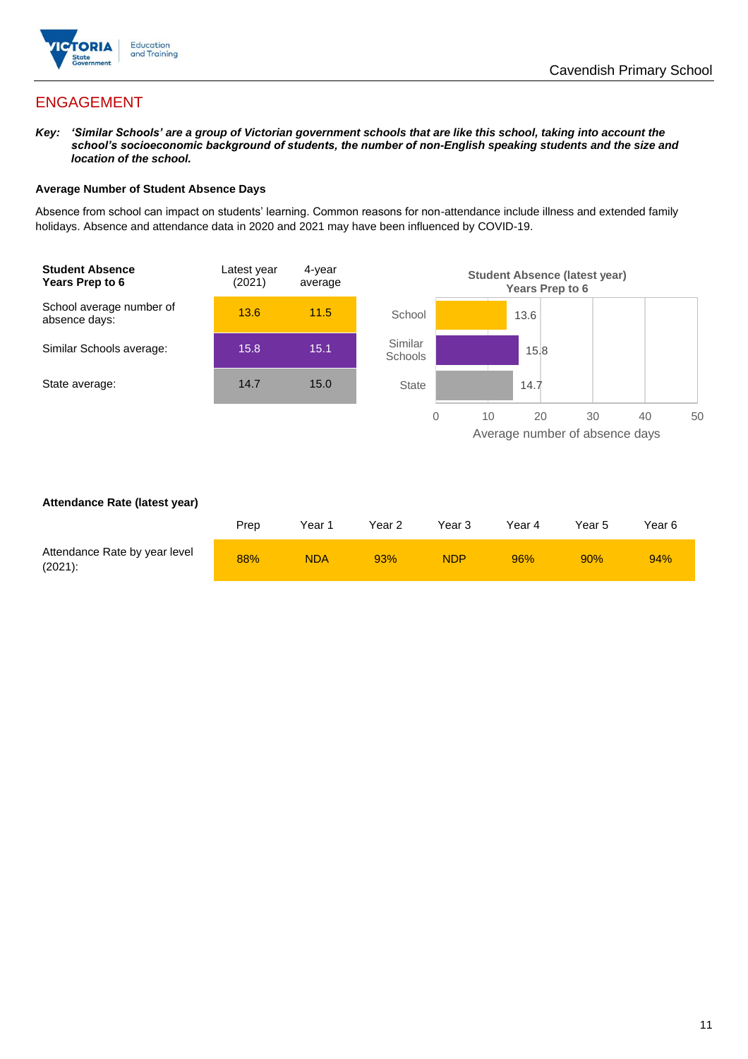## ENGAGEMENT

***Key:** 'Similar Schools' are a group of Victorian government schools that are like this school, taking into account the school's socioeconomic background of students, the number of non-English speaking students and the size and location of the school.*

### Average Number of Student Absence Days

Absence from school can impact on students' learning. Common reasons for non-attendance include illness and extended family holidays. Absence and attendance data in 2020 and 2021 may have been influenced by COVID-19.

| **Student Absence Years Prep to 6** | Latest year (2021) | 4-year average |
|---|---|---|
| School average number of absence days: | 13.6 | 11.5 |
| Similar Schools average: | 15.8 | 15.1 |
| State average: | 14.7 | 15.0 |

**Student Absence (latest year) Years Prep to 6**

| | Average number of absence days |
|---|---|
| School | 13.6 |
| Similar Schools | 15.8 |
| State | 14.7 |

### Attendance Rate (latest year)

| | Prep | Year 1 | Year 2 | Year 3 | Year 4 | Year 5 | Year 6 |
|---|---|---|---|---|---|---|---|
| Attendance Rate by year level (2021): | 88% | NDA | 93% | NDP | 96% | 90% | 94% |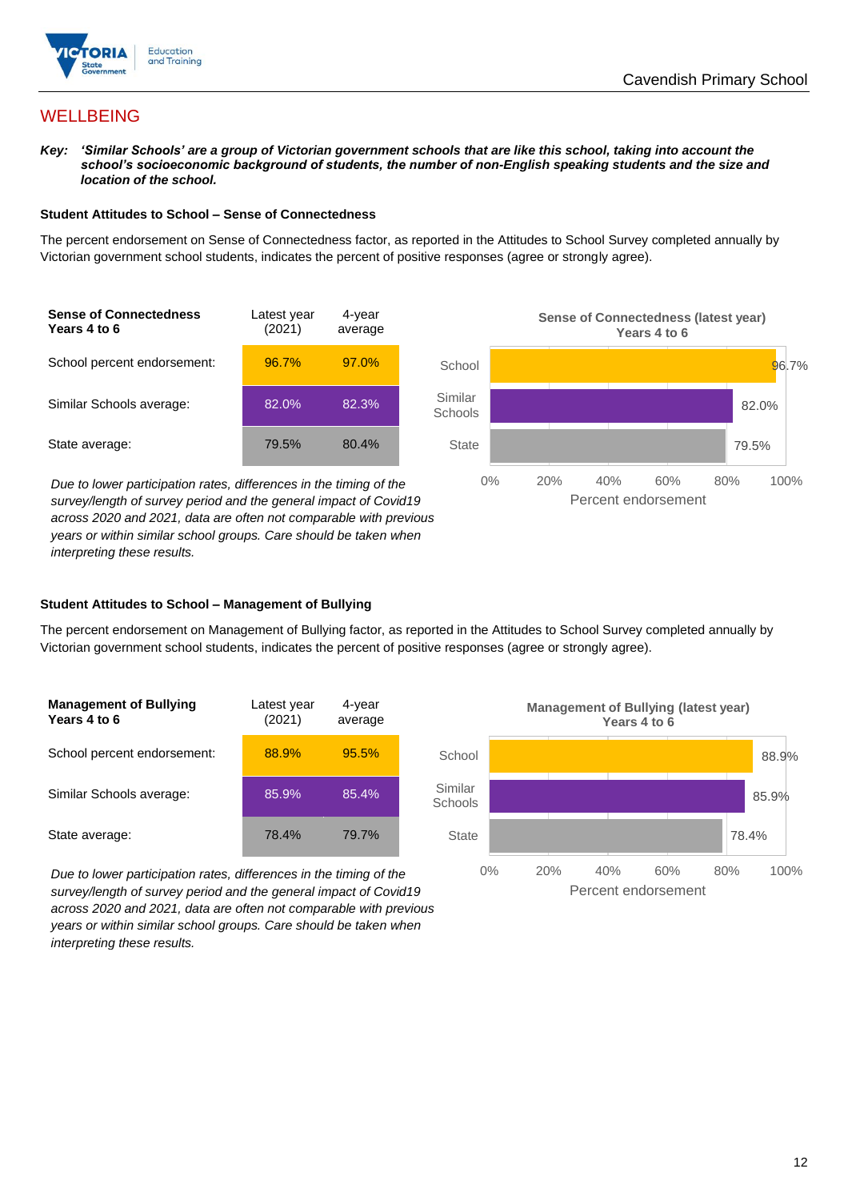## WELLBEING

***Key:*** ***'Similar Schools' are a group of Victorian government schools that are like this school, taking into account the school's socioeconomic background of students, the number of non-English speaking students and the size and location of the school.***

### Student Attitudes to School – Sense of Connectedness

The percent endorsement on Sense of Connectedness factor, as reported in the Attitudes to School Survey completed annually by Victorian government school students, indicates the percent of positive responses (agree or strongly agree).

| Sense of Connectedness Years 4 to 6 | Latest year (2021) | 4-year average |
|---|---|---|
| School percent endorsement: | 96.7% | 97.0% |
| Similar Schools average: | 82.0% | 82.3% |
| State average: | 79.5% | 80.4% |

*Due to lower participation rates, differences in the timing of the survey/length of survey period and the general impact of Covid19 across 2020 and 2021, data are often not comparable with previous years or within similar school groups. Care should be taken when interpreting these results.*

**Sense of Connectedness (latest year) Years 4 to 6**

| | Percent endorsement |
|---|---|
| School | 96.7% |
| Similar Schools | 82.0% |
| State | 79.5% |

### Student Attitudes to School – Management of Bullying

The percent endorsement on Management of Bullying factor, as reported in the Attitudes to School Survey completed annually by Victorian government school students, indicates the percent of positive responses (agree or strongly agree).

| Management of Bullying Years 4 to 6 | Latest year (2021) | 4-year average |
|---|---|---|
| School percent endorsement: | 88.9% | 95.5% |
| Similar Schools average: | 85.9% | 85.4% |
| State average: | 78.4% | 79.7% |

*Due to lower participation rates, differences in the timing of the survey/length of survey period and the general impact of Covid19 across 2020 and 2021, data are often not comparable with previous years or within similar school groups. Care should be taken when interpreting these results.*

**Management of Bullying (latest year) Years 4 to 6**

| | Percent endorsement |
|---|---|
| School | 88.9% |
| Similar Schools | 85.9% |
| State | 78.4% |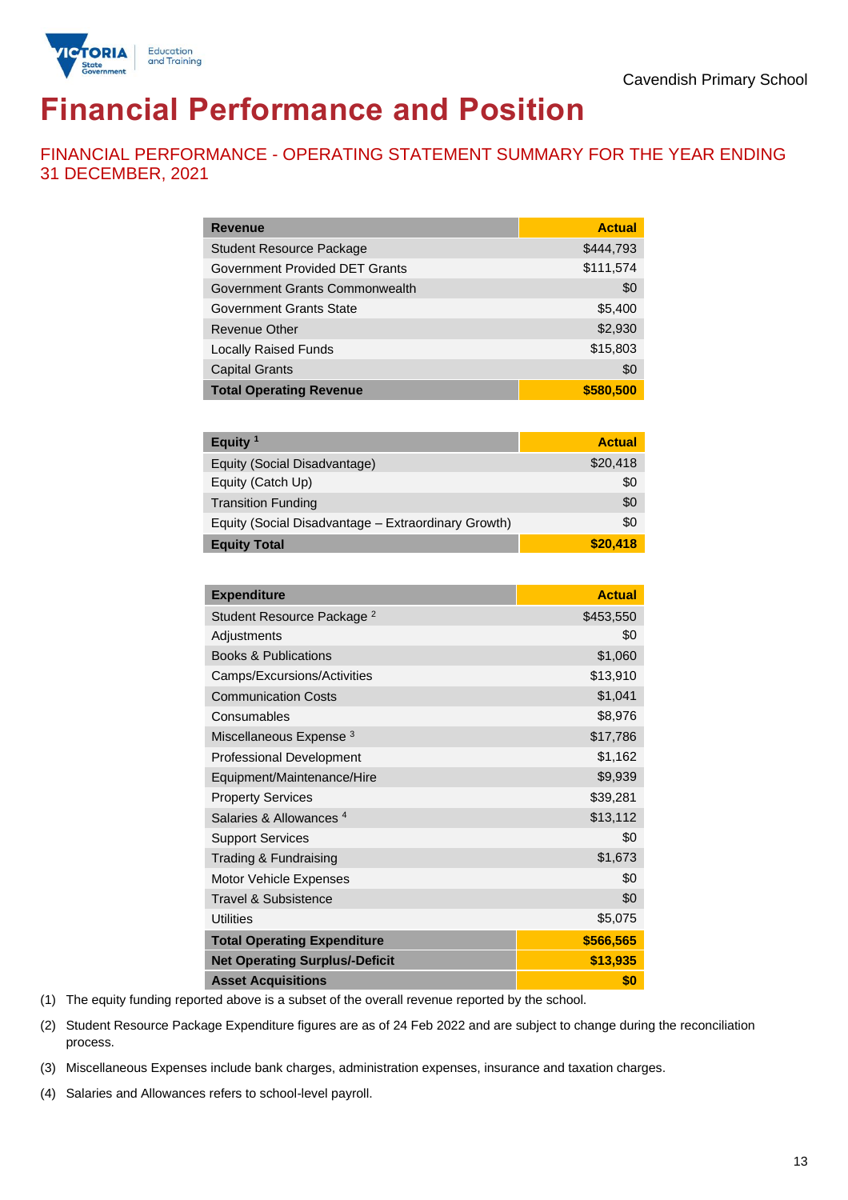Cavendish Primary School

# Financial Performance and Position

## FINANCIAL PERFORMANCE - OPERATING STATEMENT SUMMARY FOR THE YEAR ENDING 31 DECEMBER, 2021

| Revenue | Actual |
|---|---|
| Student Resource Package | $444,793 |
| Government Provided DET Grants | $111,574 |
| Government Grants Commonwealth | $0 |
| Government Grants State | $5,400 |
| Revenue Other | $2,930 |
| Locally Raised Funds | $15,803 |
| Capital Grants | $0 |
| **Total Operating Revenue** | **$580,500** |

| Equity [1] | Actual |
|---|---|
| Equity (Social Disadvantage) | $20,418 |
| Equity (Catch Up) | $0 |
| Transition Funding | $0 |
| Equity (Social Disadvantage – Extraordinary Growth) | $0 |
| **Equity Total** | **$20,418** |

| Expenditure | Actual |
|---|---|
| Student Resource Package [2] | $453,550 |
| Adjustments | $0 |
| Books & Publications | $1,060 |
| Camps/Excursions/Activities | $13,910 |
| Communication Costs | $1,041 |
| Consumables | $8,976 |
| Miscellaneous Expense [3] | $17,786 |
| Professional Development | $1,162 |
| Equipment/Maintenance/Hire | $9,939 |
| Property Services | $39,281 |
| Salaries & Allowances [4] | $13,112 |
| Support Services | $0 |
| Trading & Fundraising | $1,673 |
| Motor Vehicle Expenses | $0 |
| Travel & Subsistence | $0 |
| Utilities | $5,075 |
| **Total Operating Expenditure** | **$566,565** |
| **Net Operating Surplus/-Deficit** | **$13,935** |
| **Asset Acquisitions** | **$0** |

(1) The equity funding reported above is a subset of the overall revenue reported by the school.

(2) Student Resource Package Expenditure figures are as of 24 Feb 2022 and are subject to change during the reconciliation process.

(3) Miscellaneous Expenses include bank charges, administration expenses, insurance and taxation charges.

(4) Salaries and Allowances refers to school-level payroll.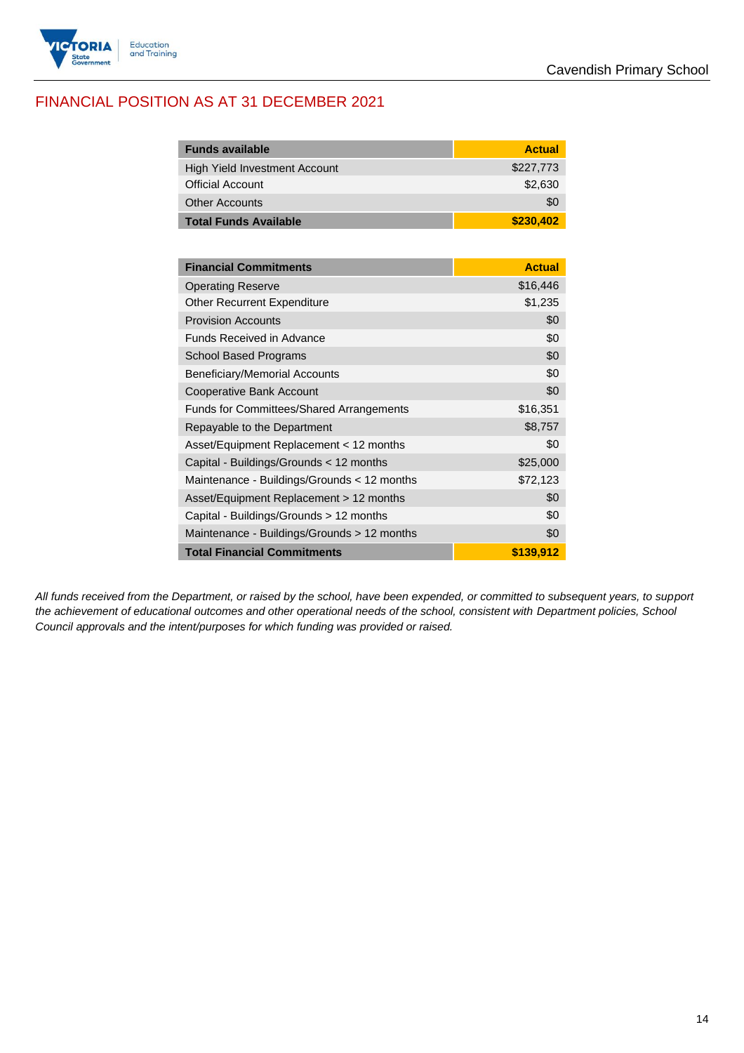## FINANCIAL POSITION AS AT 31 DECEMBER 2021

| Funds available | Actual |
|---|---|
| High Yield Investment Account | $227,773 |
| Official Account | $2,630 |
| Other Accounts | $0 |
| **Total Funds Available** | **$230,402** |

| Financial Commitments | Actual |
|---|---|
| Operating Reserve | $16,446 |
| Other Recurrent Expenditure | $1,235 |
| Provision Accounts | $0 |
| Funds Received in Advance | $0 |
| School Based Programs | $0 |
| Beneficiary/Memorial Accounts | $0 |
| Cooperative Bank Account | $0 |
| Funds for Committees/Shared Arrangements | $16,351 |
| Repayable to the Department | $8,757 |
| Asset/Equipment Replacement < 12 months | $0 |
| Capital - Buildings/Grounds < 12 months | $25,000 |
| Maintenance - Buildings/Grounds < 12 months | $72,123 |
| Asset/Equipment Replacement > 12 months | $0 |
| Capital - Buildings/Grounds > 12 months | $0 |
| Maintenance - Buildings/Grounds > 12 months | $0 |
| **Total Financial Commitments** | **$139,912** |

*All funds received from the Department, or raised by the school, have been expended, or committed to subsequent years, to support the achievement of educational outcomes and other operational needs of the school, consistent with Department policies, School Council approvals and the intent/purposes for which funding was provided or raised.*